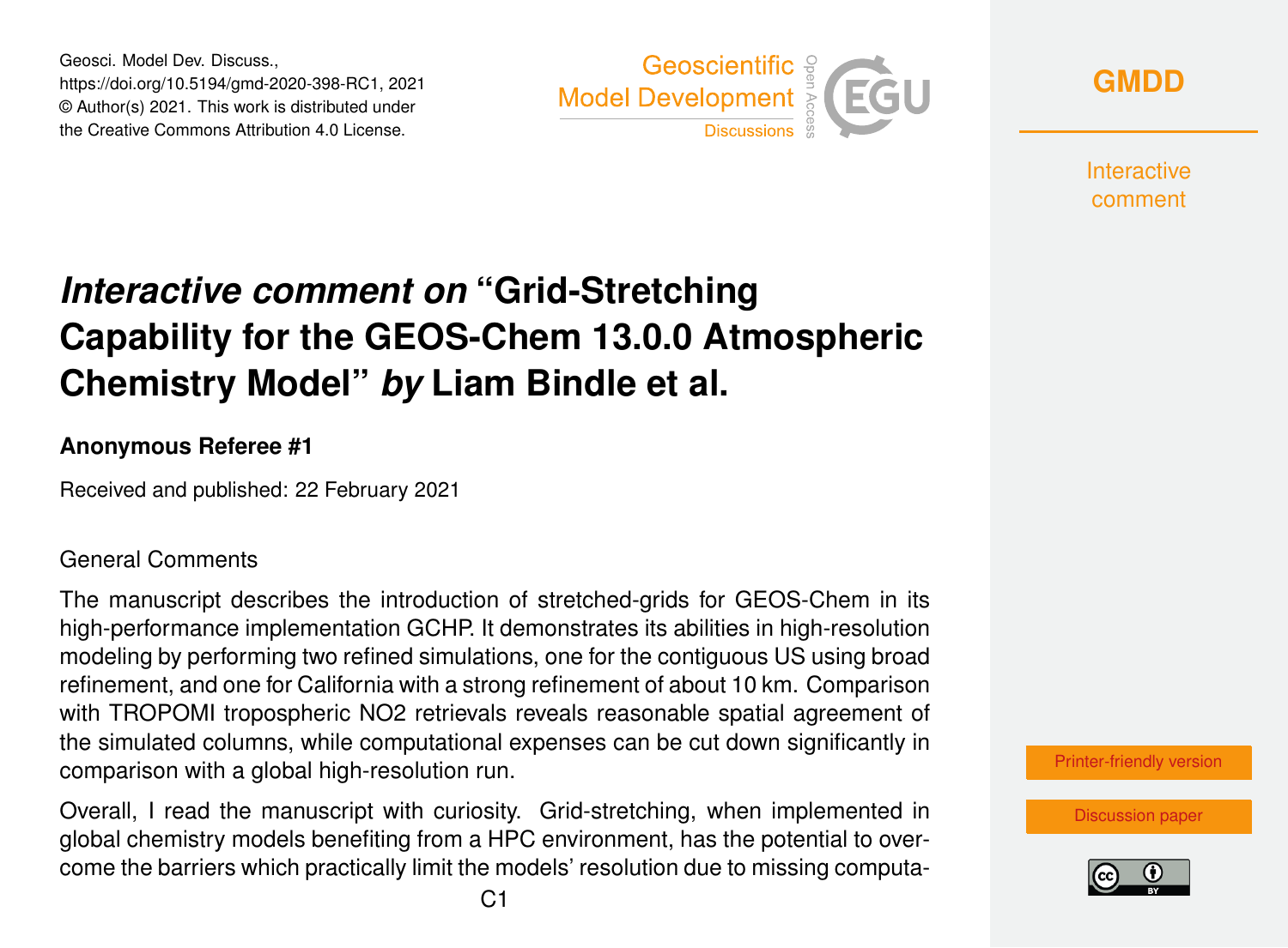# *Interactive comment on* "Grid-Stretching Capability for the GEOS-Chem 13.0.0 Atmospheric Chemistry Model" *by* Liam Bindle et al.

**Anonymous Referee #1**

Received and published: 22 February 2021

General Comments

The manuscript describes the introduction of stretched-grids for GEOS-Chem in its high-performance implementation GCHP. It demonstrates its abilities in high-resolution modeling by performing two refined simulations, one for the contiguous US using broad refinement, and one for California with a strong refinement of about 10 km. Comparison with TROPOMI tropospheric NO2 retrievals reveals reasonable spatial agreement of the simulated columns, while computational expenses can be cut down significantly in comparison with a global high-resolution run.

Overall, I read the manuscript with curiosity. Grid-stretching, when implemented in global chemistry models benefiting from a HPC environment, has the potential to overcome the barriers which practically limit the models' resolution due to missing computa-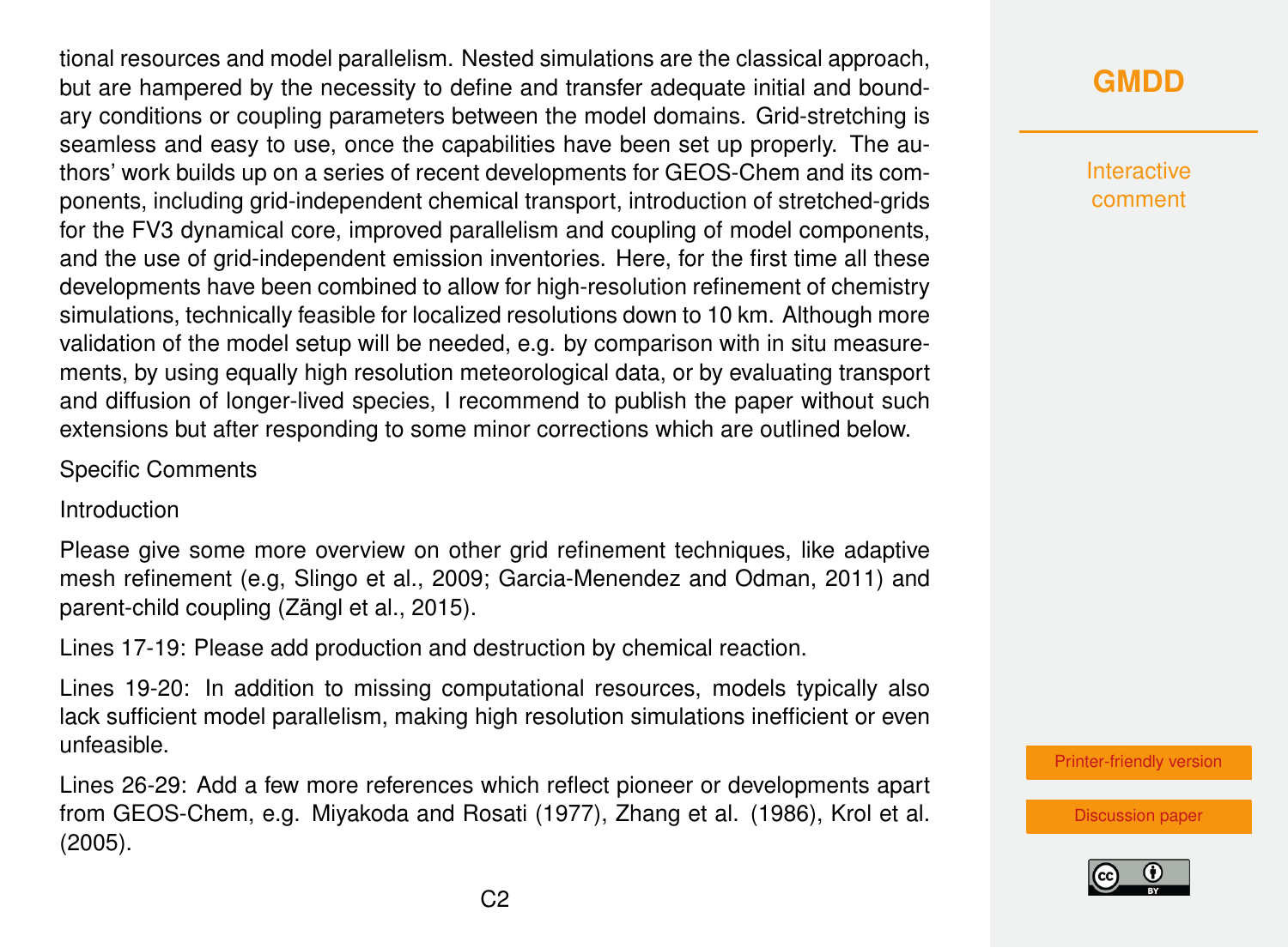tional resources and model parallelism. Nested simulations are the classical approach, but are hampered by the necessity to define and transfer adequate initial and boundary conditions or coupling parameters between the model domains. Grid-stretching is seamless and easy to use, once the capabilities have been set up properly. The authors' work builds up on a series of recent developments for GEOS-Chem and its components, including grid-independent chemical transport, introduction of stretched-grids for the FV3 dynamical core, improved parallelism and coupling of model components, and the use of grid-independent emission inventories. Here, for the first time all these developments have been combined to allow for high-resolution refinement of chemistry simulations, technically feasible for localized resolutions down to 10 km. Although more validation of the model setup will be needed, e.g. by comparison with in situ measurements, by using equally high resolution meteorological data, or by evaluating transport and diffusion of longer-lived species, I recommend to publish the paper without such extensions but after responding to some minor corrections which are outlined below.

Specific Comments

Introduction

Please give some more overview on other grid refinement techniques, like adaptive mesh refinement (e.g, Slingo et al., 2009; Garcia-Menendez and Odman, 2011) and parent-child coupling (Zängl et al., 2015).

Lines 17-19: Please add production and destruction by chemical reaction.

Lines 19-20: In addition to missing computational resources, models typically also lack sufficient model parallelism, making high resolution simulations inefficient or even unfeasible.

Lines 26-29: Add a few more references which reflect pioneer or developments apart from GEOS-Chem, e.g. Miyakoda and Rosati (1977), Zhang et al. (1986), Krol et al. (2005).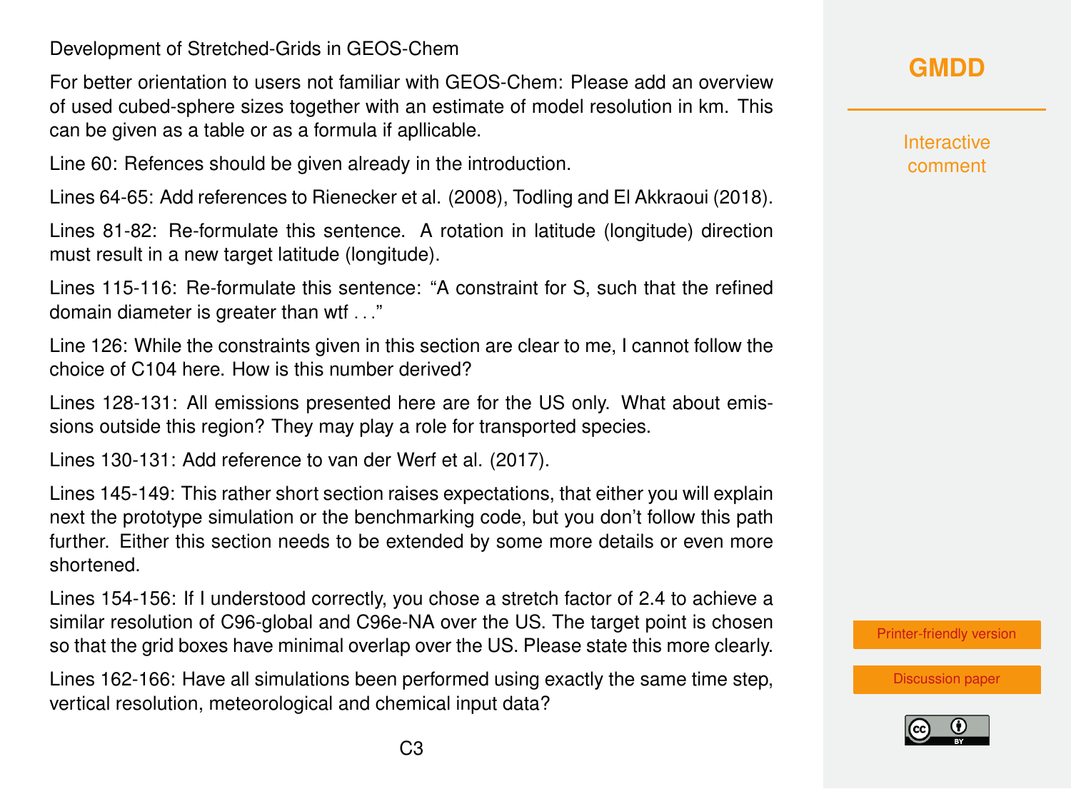Development of Stretched-Grids in GEOS-Chem

For better orientation to users not familiar with GEOS-Chem: Please add an overview of used cubed-sphere sizes together with an estimate of model resolution in km. This can be given as a table or as a formula if apllicable.

Line 60: Refences should be given already in the introduction.

Lines 64-65: Add references to Rienecker et al. (2008), Todling and El Akkraoui (2018).

Lines 81-82: Re-formulate this sentence. A rotation in latitude (longitude) direction must result in a new target latitude (longitude).

Lines 115-116: Re-formulate this sentence: "A constraint for S, such that the refined domain diameter is greater than wtf . . ."

Line 126: While the constraints given in this section are clear to me, I cannot follow the choice of C104 here. How is this number derived?

Lines 128-131: All emissions presented here are for the US only. What about emissions outside this region? They may play a role for transported species.

Lines 130-131: Add reference to van der Werf et al. (2017).

Lines 145-149: This rather short section raises expectations, that either you will explain next the prototype simulation or the benchmarking code, but you don't follow this path further. Either this section needs to be extended by some more details or even more shortened.

Lines 154-156: If I understood correctly, you chose a stretch factor of 2.4 to achieve a similar resolution of C96-global and C96e-NA over the US. The target point is chosen so that the grid boxes have minimal overlap over the US. Please state this more clearly.

Lines 162-166: Have all simulations been performed using exactly the same time step, vertical resolution, meteorological and chemical input data?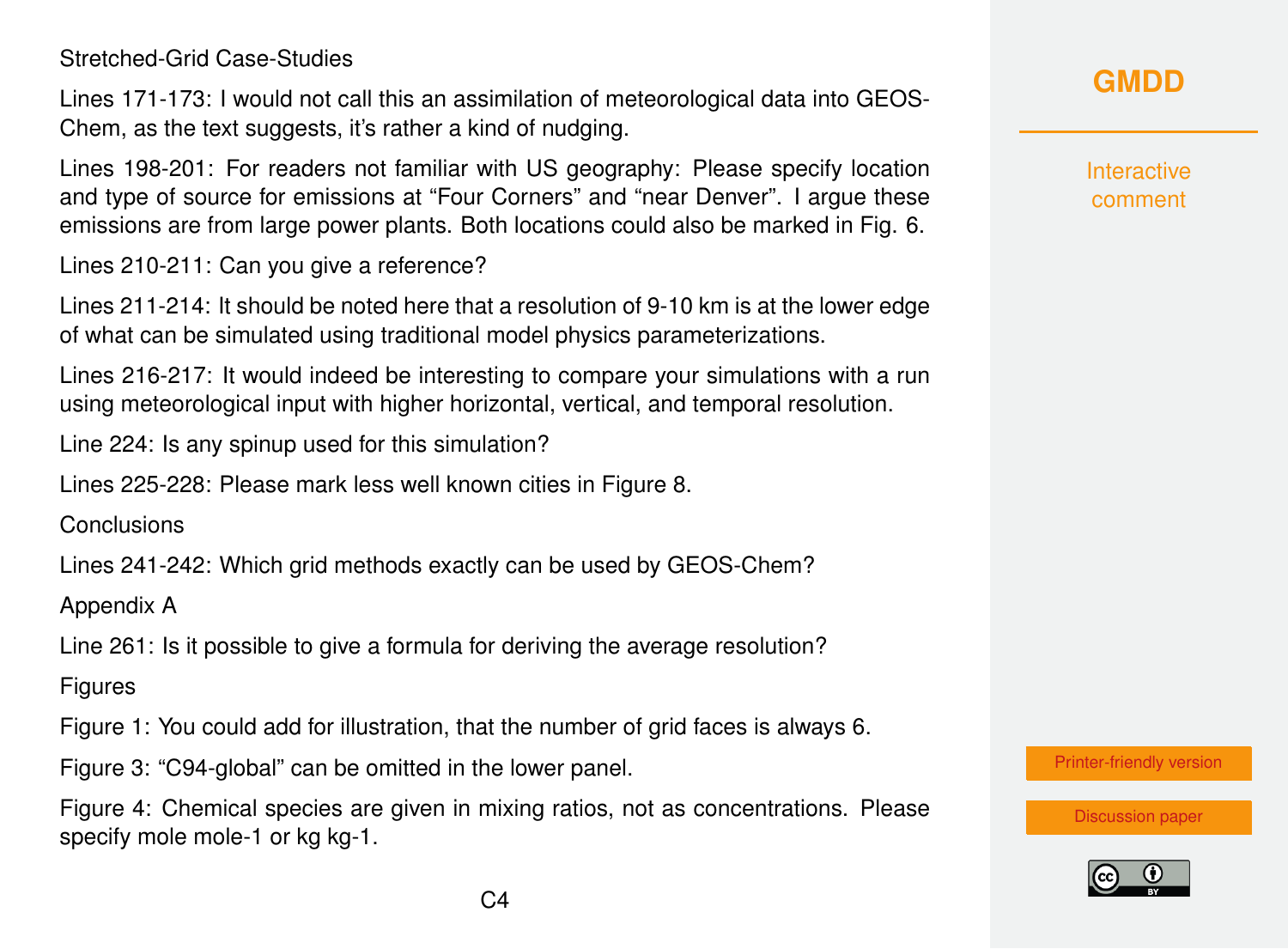Stretched-Grid Case-Studies

Lines 171-173: I would not call this an assimilation of meteorological data into GEOS-Chem, as the text suggests, it's rather a kind of nudging.

Lines 198-201: For readers not familiar with US geography: Please specify location and type of source for emissions at "Four Corners" and "near Denver". I argue these emissions are from large power plants. Both locations could also be marked in Fig. 6.

Lines 210-211: Can you give a reference?

Lines 211-214: It should be noted here that a resolution of 9-10 km is at the lower edge of what can be simulated using traditional model physics parameterizations.

Lines 216-217: It would indeed be interesting to compare your simulations with a run using meteorological input with higher horizontal, vertical, and temporal resolution.

Line 224: Is any spinup used for this simulation?

Lines 225-228: Please mark less well known cities in Figure 8.

Conclusions

Lines 241-242: Which grid methods exactly can be used by GEOS-Chem?

Appendix A

Line 261: Is it possible to give a formula for deriving the average resolution?

Figures

Figure 1: You could add for illustration, that the number of grid faces is always 6.

Figure 3: "C94-global" can be omitted in the lower panel.

Figure 4: Chemical species are given in mixing ratios, not as concentrations. Please specify mole mole-1 or kg kg-1.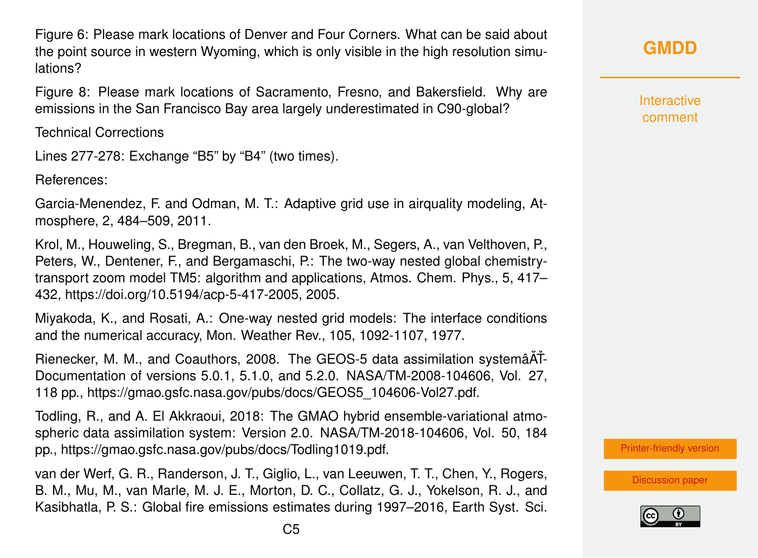Figure 6: Please mark locations of Denver and Four Corners. What can be said about the point source in western Wyoming, which is only visible in the high resolution simulations?

Figure 8: Please mark locations of Sacramento, Fresno, and Bakersfield. Why are emissions in the San Francisco Bay area largely underestimated in C90-global?

Technical Corrections

Lines 277-278: Exchange “B5” by “B4” (two times).

References:

Garcia-Menendez, F. and Odman, M. T.: Adaptive grid use in airquality modeling, Atmosphere, 2, 484–509, 2011.

Krol, M., Houweling, S., Bregman, B., van den Broek, M., Segers, A., van Velthoven, P., Peters, W., Dentener, F., and Bergamaschi, P.: The two-way nested global chemistry-transport zoom model TM5: algorithm and applications, Atmos. Chem. Phys., 5, 417–432, https://doi.org/10.5194/acp-5-417-2005, 2005.

Miyakoda, K., and Rosati, A.: One-way nested grid models: The interface conditions and the numerical accuracy, Mon. Weather Rev., 105, 1092-1107, 1977.

Rienecker, M. M., and Coauthors, 2008. The GEOS-5 data assimilation systemâĂŤ-Documentation of versions 5.0.1, 5.1.0, and 5.2.0. NASA/TM-2008-104606, Vol. 27, 118 pp., https://gmao.gsfc.nasa.gov/pubs/docs/GEOS5_104606-Vol27.pdf.

Todling, R., and A. El Akkraoui, 2018: The GMAO hybrid ensemble-variational atmospheric data assimilation system: Version 2.0. NASA/TM-2018-104606, Vol. 50, 184 pp., https://gmao.gsfc.nasa.gov/pubs/docs/Todling1019.pdf.

van der Werf, G. R., Randerson, J. T., Giglio, L., van Leeuwen, T. T., Chen, Y., Rogers, B. M., Mu, M., van Marle, M. J. E., Morton, D. C., Collatz, G. J., Yokelson, R. J., and Kasibhatla, P. S.: Global fire emissions estimates during 1997–2016, Earth Syst. Sci.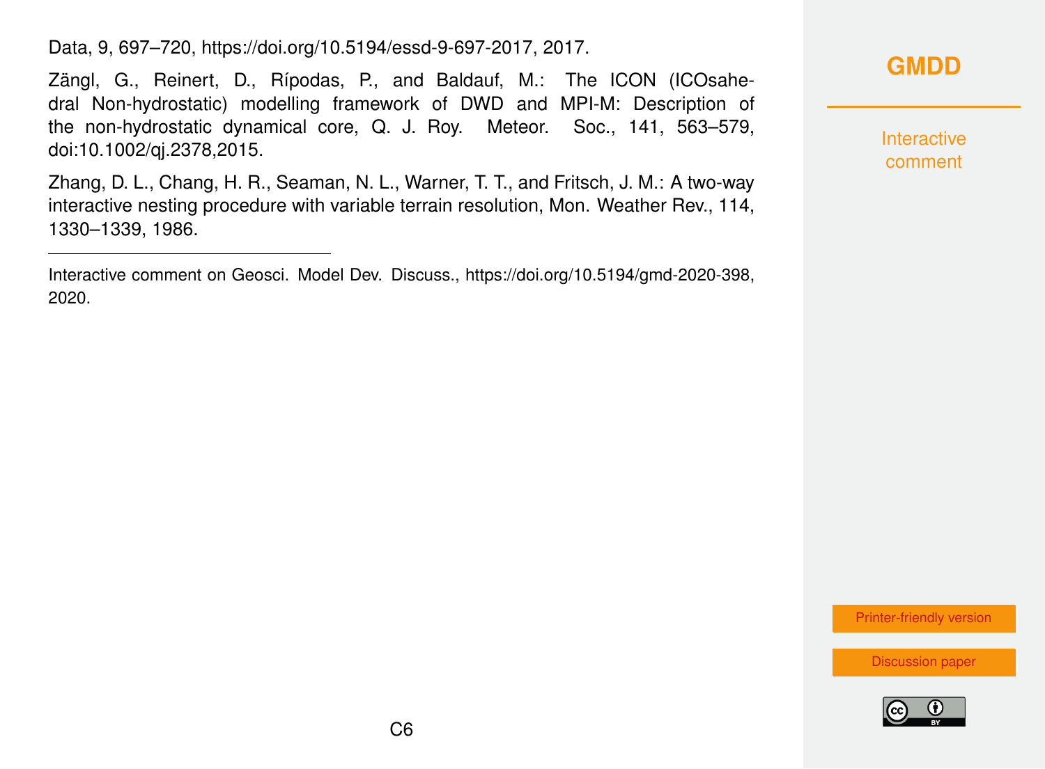Data, 9, 697–720, https://doi.org/10.5194/essd-9-697-2017, 2017.

Zängl, G., Reinert, D., Rípodas, P., and Baldauf, M.: The ICON (ICOsahedral Non-hydrostatic) modelling framework of DWD and MPI-M: Description of the non-hydrostatic dynamical core, Q. J. Roy. Meteor. Soc., 141, 563–579, doi:10.1002/qj.2378,2015.

Zhang, D. L., Chang, H. R., Seaman, N. L., Warner, T. T., and Fritsch, J. M.: A two-way interactive nesting procedure with variable terrain resolution, Mon. Weather Rev., 114, 1330–1339, 1986.

---

Interactive comment on Geosci. Model Dev. Discuss., https://doi.org/10.5194/gmd-2020-398, 2020.